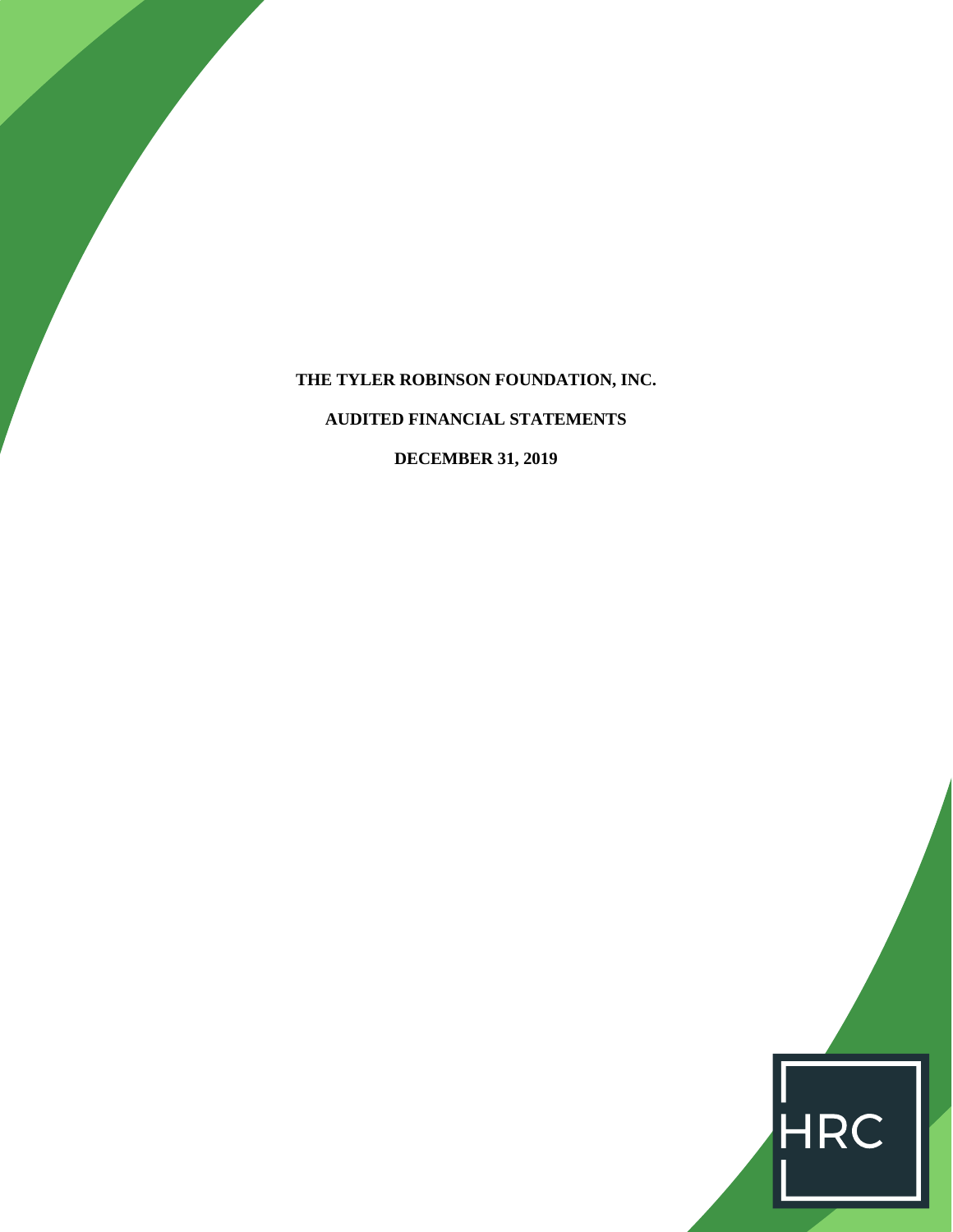# THE TYLER ROBINSON FOUNDATION, INC.

## AUDITED FINANCIAL STATEMENTS

## DECEMBER 31, 2019

HRC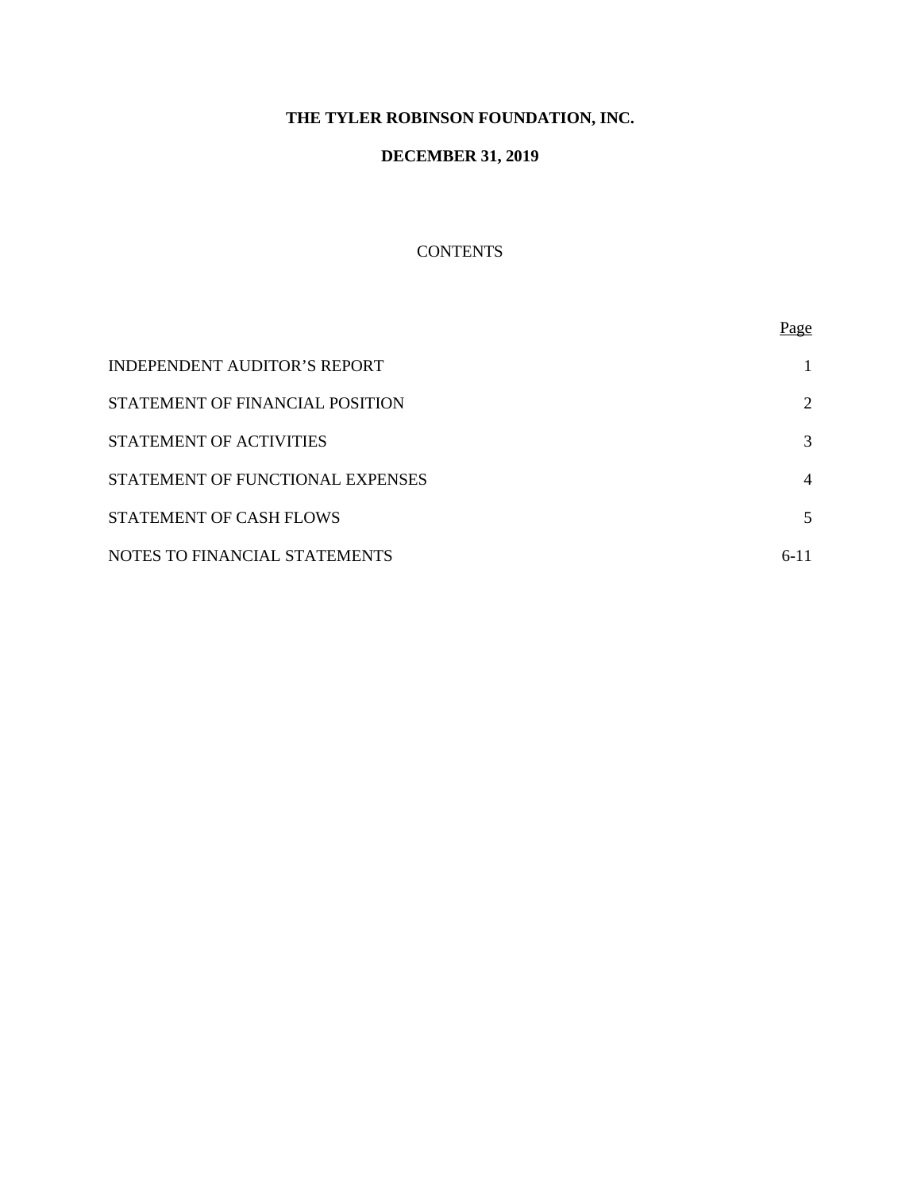# THE TYLER ROBINSON FOUNDATION, INC.

## DECEMBER 31, 2019

CONTENTS

| | Page |
|---|---|
| INDEPENDENT AUDITOR'S REPORT | 1 |
| STATEMENT OF FINANCIAL POSITION | 2 |
| STATEMENT OF ACTIVITIES | 3 |
| STATEMENT OF FUNCTIONAL EXPENSES | 4 |
| STATEMENT OF CASH FLOWS | 5 |
| NOTES TO FINANCIAL STATEMENTS | 6-11 |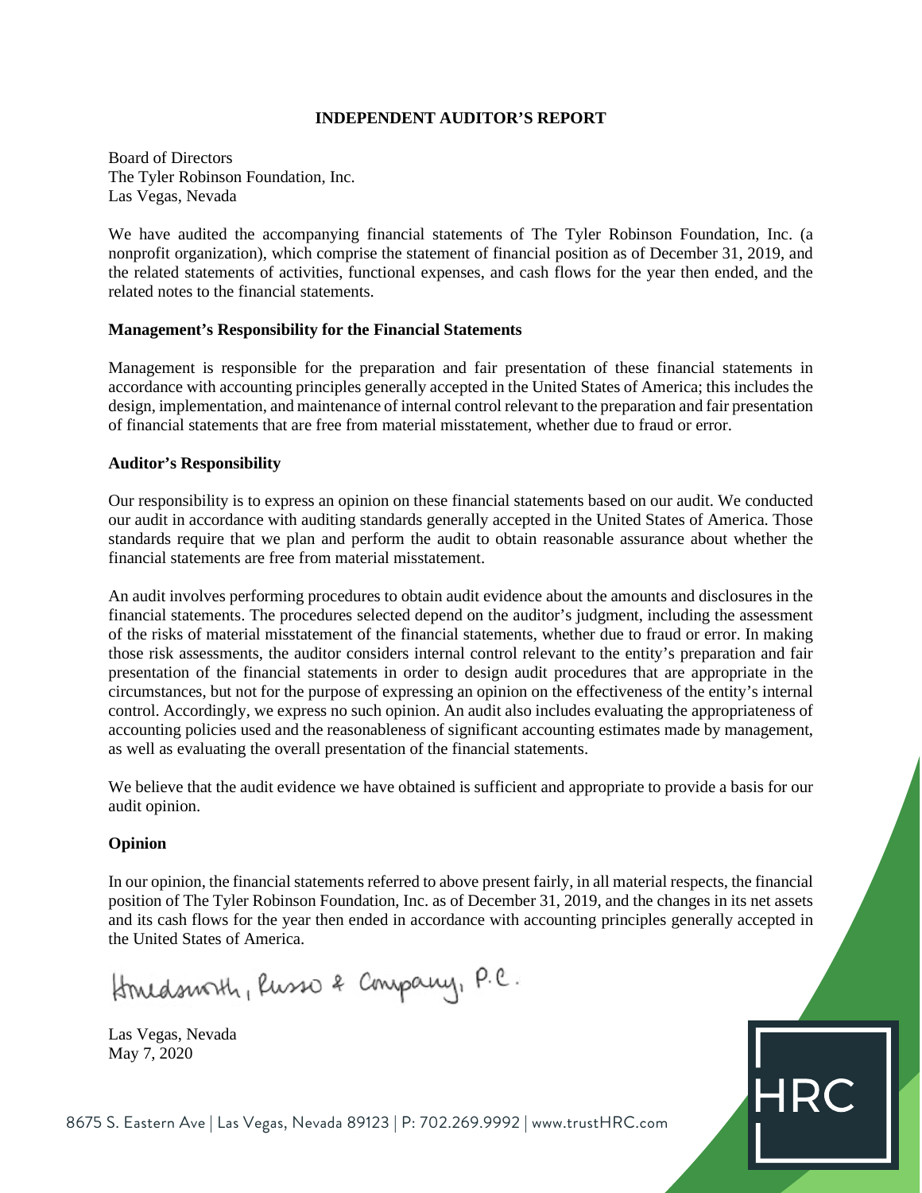# INDEPENDENT AUDITOR'S REPORT

Board of Directors
The Tyler Robinson Foundation, Inc.
Las Vegas, Nevada

We have audited the accompanying financial statements of The Tyler Robinson Foundation, Inc. (a nonprofit organization), which comprise the statement of financial position as of December 31, 2019, and the related statements of activities, functional expenses, and cash flows for the year then ended, and the related notes to the financial statements.

**Management's Responsibility for the Financial Statements**

Management is responsible for the preparation and fair presentation of these financial statements in accordance with accounting principles generally accepted in the United States of America; this includes the design, implementation, and maintenance of internal control relevant to the preparation and fair presentation of financial statements that are free from material misstatement, whether due to fraud or error.

**Auditor's Responsibility**

Our responsibility is to express an opinion on these financial statements based on our audit. We conducted our audit in accordance with auditing standards generally accepted in the United States of America. Those standards require that we plan and perform the audit to obtain reasonable assurance about whether the financial statements are free from material misstatement.

An audit involves performing procedures to obtain audit evidence about the amounts and disclosures in the financial statements. The procedures selected depend on the auditor's judgment, including the assessment of the risks of material misstatement of the financial statements, whether due to fraud or error. In making those risk assessments, the auditor considers internal control relevant to the entity's preparation and fair presentation of the financial statements in order to design audit procedures that are appropriate in the circumstances, but not for the purpose of expressing an opinion on the effectiveness of the entity's internal control. Accordingly, we express no such opinion. An audit also includes evaluating the appropriateness of accounting policies used and the reasonableness of significant accounting estimates made by management, as well as evaluating the overall presentation of the financial statements.

We believe that the audit evidence we have obtained is sufficient and appropriate to provide a basis for our audit opinion.

**Opinion**

In our opinion, the financial statements referred to above present fairly, in all material respects, the financial position of The Tyler Robinson Foundation, Inc. as of December 31, 2019, and the changes in its net assets and its cash flows for the year then ended in accordance with accounting principles generally accepted in the United States of America.

Houldsworth, Russo & Company, P.C.

Las Vegas, Nevada
May 7, 2020

8675 S. Eastern Ave | Las Vegas, Nevada 89123 | P: 702.269.9992 | www.trustHRC.com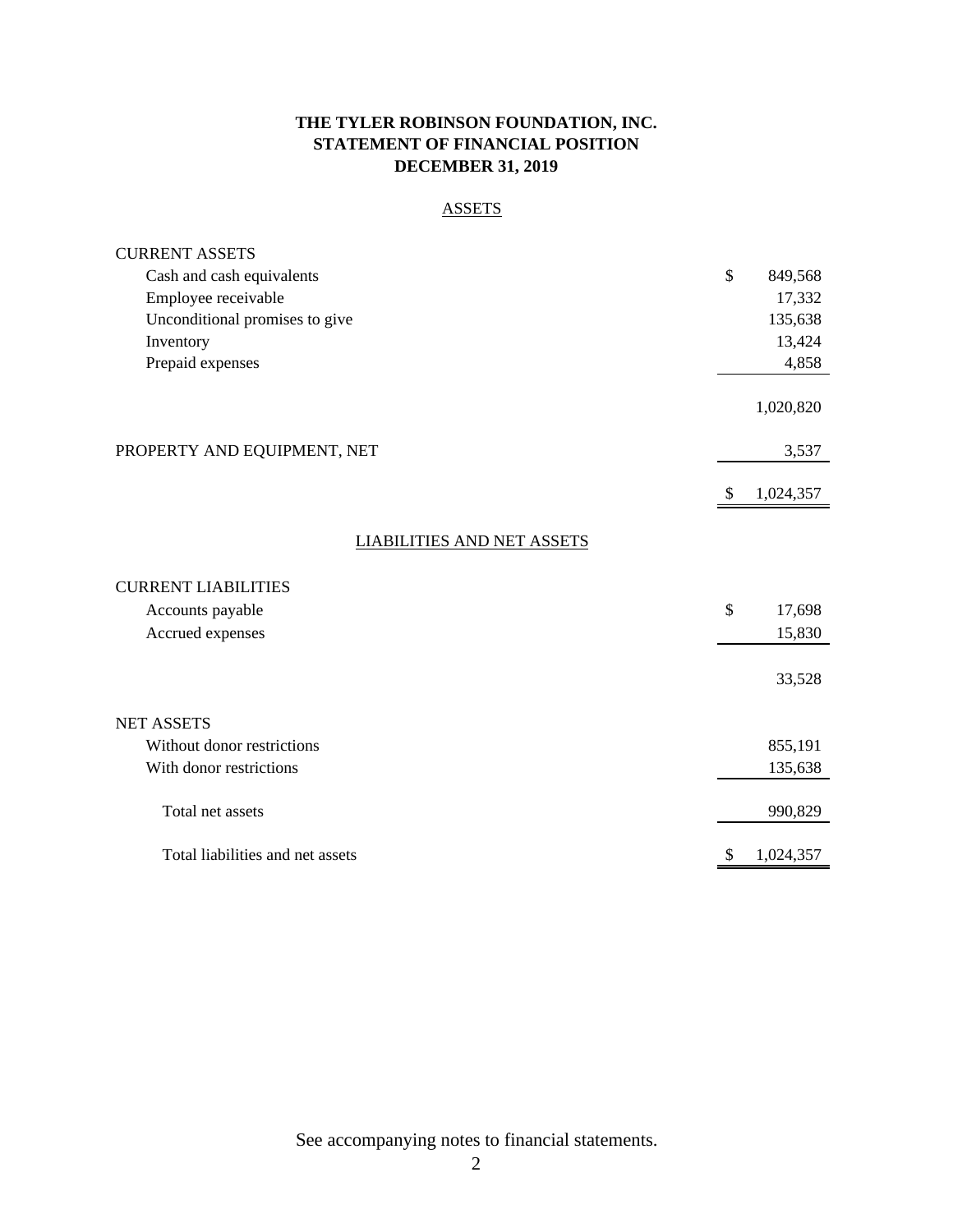# THE TYLER ROBINSON FOUNDATION, INC.
## STATEMENT OF FINANCIAL POSITION
### DECEMBER 31, 2019

ASSETS

| | |
|---|---|
| CURRENT ASSETS | |
| Cash and cash equivalents | $ 849,568 |
| Employee receivable | 17,332 |
| Unconditional promises to give | 135,638 |
| Inventory | 13,424 |
| Prepaid expenses | 4,858 |
| | 1,020,820 |
| PROPERTY AND EQUIPMENT, NET | 3,537 |
| | $ 1,024,357 |

LIABILITIES AND NET ASSETS

| | |
|---|---|
| CURRENT LIABILITIES | |
| Accounts payable | $ 17,698 |
| Accrued expenses | 15,830 |
| | 33,528 |
| NET ASSETS | |
| Without donor restrictions | 855,191 |
| With donor restrictions | 135,638 |
| Total net assets | 990,829 |
| Total liabilities and net assets | $ 1,024,357 |

See accompanying notes to financial statements.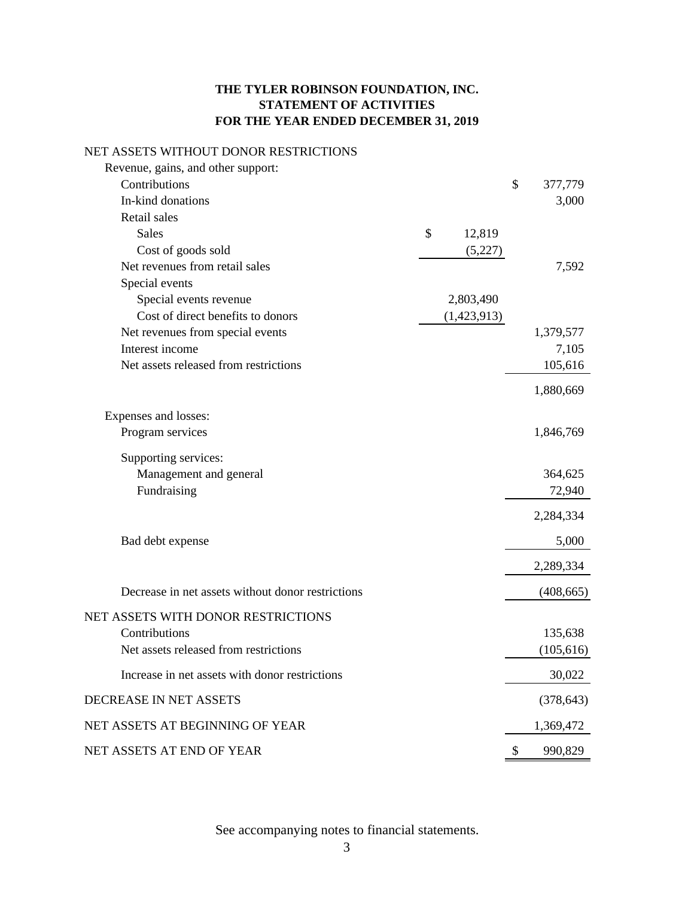**THE TYLER ROBINSON FOUNDATION, INC.**
**STATEMENT OF ACTIVITIES**
**FOR THE YEAR ENDED DECEMBER 31, 2019**

| | | |
|---|---|---|
| NET ASSETS WITHOUT DONOR RESTRICTIONS | | |
| Revenue, gains, and other support: | | |
| Contributions | | $ 377,779 |
| In-kind donations | | 3,000 |
| Retail sales | | |
| Sales | $ 12,819 | |
| Cost of goods sold | (5,227) | |
| Net revenues from retail sales | | 7,592 |
| Special events | | |
| Special events revenue | 2,803,490 | |
| Cost of direct benefits to donors | (1,423,913) | |
| Net revenues from special events | | 1,379,577 |
| Interest income | | 7,105 |
| Net assets released from restrictions | | 105,616 |
| | | 1,880,669 |
| Expenses and losses: | | |
| Program services | | 1,846,769 |
| Supporting services: | | |
| Management and general | | 364,625 |
| Fundraising | | 72,940 |
| | | 2,284,334 |
| Bad debt expense | | 5,000 |
| | | 2,289,334 |
| Decrease in net assets without donor restrictions | | (408,665) |
| NET ASSETS WITH DONOR RESTRICTIONS | | |
| Contributions | | 135,638 |
| Net assets released from restrictions | | (105,616) |
| Increase in net assets with donor restrictions | | 30,022 |
| DECREASE IN NET ASSETS | | (378,643) |
| NET ASSETS AT BEGINNING OF YEAR | | 1,369,472 |
| NET ASSETS AT END OF YEAR | | $ 990,829 |

See accompanying notes to financial statements.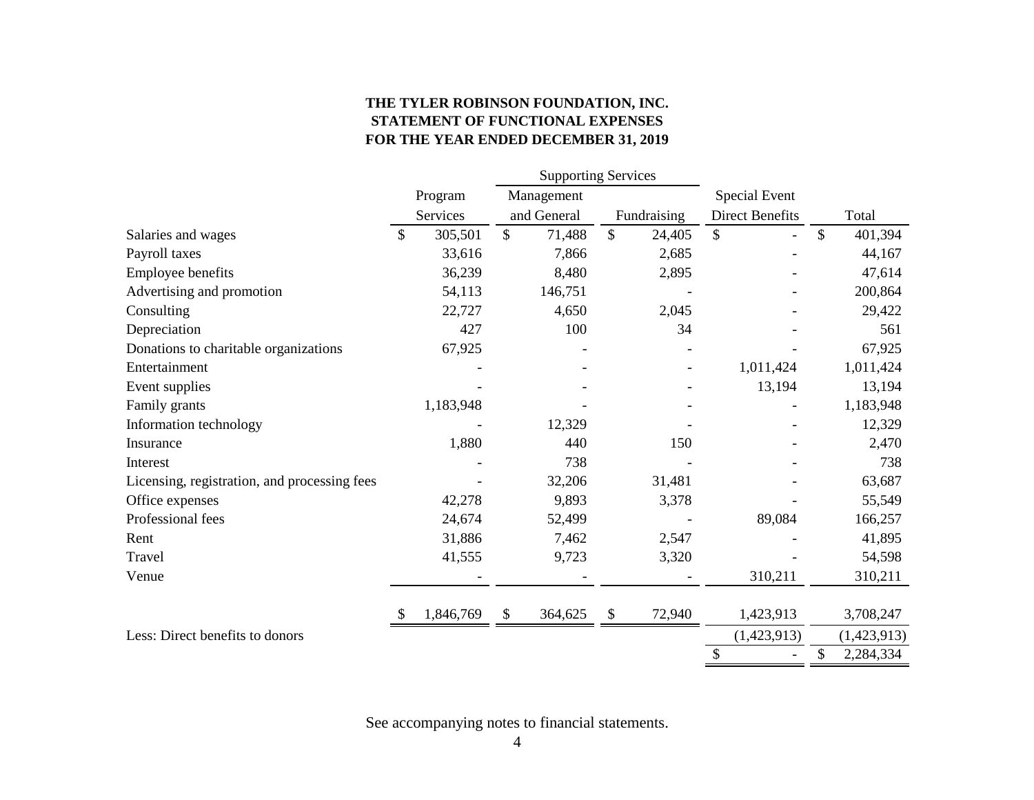**THE TYLER ROBINSON FOUNDATION, INC.**
**STATEMENT OF FUNCTIONAL EXPENSES**
**FOR THE YEAR ENDED DECEMBER 31, 2019**

| | | Supporting Services | | | |
|---|---|---|---|---|---|
| | Program Services | Management and General | Fundraising | Special Event Direct Benefits | Total |
| Salaries and wages | $ 305,501 | $ 71,488 | $ 24,405 | $ - | $ 401,394 |
| Payroll taxes | 33,616 | 7,866 | 2,685 | - | 44,167 |
| Employee benefits | 36,239 | 8,480 | 2,895 | - | 47,614 |
| Advertising and promotion | 54,113 | 146,751 | - | - | 200,864 |
| Consulting | 22,727 | 4,650 | 2,045 | - | 29,422 |
| Depreciation | 427 | 100 | 34 | - | 561 |
| Donations to charitable organizations | 67,925 | - | - | - | 67,925 |
| Entertainment | - | - | - | 1,011,424 | 1,011,424 |
| Event supplies | - | - | - | 13,194 | 13,194 |
| Family grants | 1,183,948 | - | - | - | 1,183,948 |
| Information technology | - | 12,329 | - | - | 12,329 |
| Insurance | 1,880 | 440 | 150 | - | 2,470 |
| Interest | - | 738 | - | - | 738 |
| Licensing, registration, and processing fees | - | 32,206 | 31,481 | - | 63,687 |
| Office expenses | 42,278 | 9,893 | 3,378 | - | 55,549 |
| Professional fees | 24,674 | 52,499 | - | 89,084 | 166,257 |
| Rent | 31,886 | 7,462 | 2,547 | - | 41,895 |
| Travel | 41,555 | 9,723 | 3,320 | - | 54,598 |
| Venue | - | - | - | 310,211 | 310,211 |
| | $ 1,846,769 | $ 364,625 | $ 72,940 | 1,423,913 | 3,708,247 |
| Less: Direct benefits to donors | | | | (1,423,913) | (1,423,913) |
| | | | | $ - | $ 2,284,334 |

See accompanying notes to financial statements.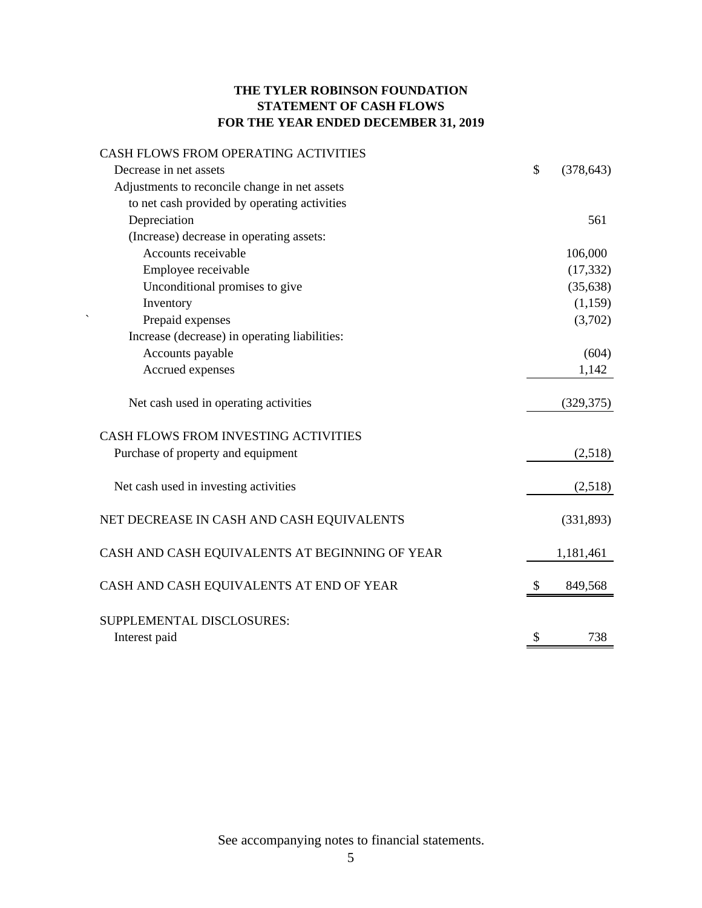# THE TYLER ROBINSON FOUNDATION
## STATEMENT OF CASH FLOWS
## FOR THE YEAR ENDED DECEMBER 31, 2019

| | |
|---|---|
| CASH FLOWS FROM OPERATING ACTIVITIES | |
| Decrease in net assets | $ (378,643) |
| Adjustments to reconcile change in net assets to net cash provided by operating activities | |
| Depreciation | 561 |
| (Increase) decrease in operating assets: | |
| Accounts receivable | 106,000 |
| Employee receivable | (17,332) |
| Unconditional promises to give | (35,638) |
| Inventory | (1,159) |
| Prepaid expenses | (3,702) |
| Increase (decrease) in operating liabilities: | |
| Accounts payable | (604) |
| Accrued expenses | 1,142 |
| Net cash used in operating activities | (329,375) |
| CASH FLOWS FROM INVESTING ACTIVITIES | |
| Purchase of property and equipment | (2,518) |
| Net cash used in investing activities | (2,518) |
| NET DECREASE IN CASH AND CASH EQUIVALENTS | (331,893) |
| CASH AND CASH EQUIVALENTS AT BEGINNING OF YEAR | 1,181,461 |
| CASH AND CASH EQUIVALENTS AT END OF YEAR | $ 849,568 |
| SUPPLEMENTAL DISCLOSURES: | |
| Interest paid | $ 738 |

See accompanying notes to financial statements.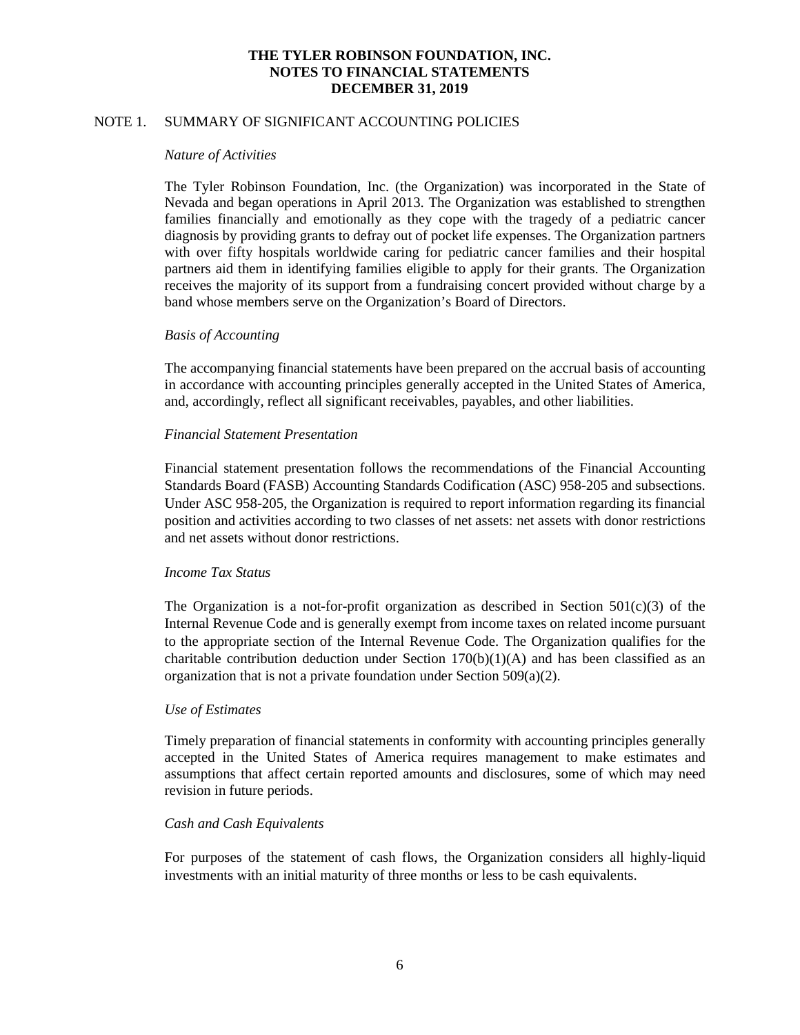**THE TYLER ROBINSON FOUNDATION, INC.**
**NOTES TO FINANCIAL STATEMENTS**
**DECEMBER 31, 2019**

NOTE 1. SUMMARY OF SIGNIFICANT ACCOUNTING POLICIES

*Nature of Activities*

The Tyler Robinson Foundation, Inc. (the Organization) was incorporated in the State of Nevada and began operations in April 2013. The Organization was established to strengthen families financially and emotionally as they cope with the tragedy of a pediatric cancer diagnosis by providing grants to defray out of pocket life expenses. The Organization partners with over fifty hospitals worldwide caring for pediatric cancer families and their hospital partners aid them in identifying families eligible to apply for their grants. The Organization receives the majority of its support from a fundraising concert provided without charge by a band whose members serve on the Organization's Board of Directors.

*Basis of Accounting*

The accompanying financial statements have been prepared on the accrual basis of accounting in accordance with accounting principles generally accepted in the United States of America, and, accordingly, reflect all significant receivables, payables, and other liabilities.

*Financial Statement Presentation*

Financial statement presentation follows the recommendations of the Financial Accounting Standards Board (FASB) Accounting Standards Codification (ASC) 958-205 and subsections. Under ASC 958-205, the Organization is required to report information regarding its financial position and activities according to two classes of net assets: net assets with donor restrictions and net assets without donor restrictions.

*Income Tax Status*

The Organization is a not-for-profit organization as described in Section 501(c)(3) of the Internal Revenue Code and is generally exempt from income taxes on related income pursuant to the appropriate section of the Internal Revenue Code. The Organization qualifies for the charitable contribution deduction under Section 170(b)(1)(A) and has been classified as an organization that is not a private foundation under Section 509(a)(2).

*Use of Estimates*

Timely preparation of financial statements in conformity with accounting principles generally accepted in the United States of America requires management to make estimates and assumptions that affect certain reported amounts and disclosures, some of which may need revision in future periods.

*Cash and Cash Equivalents*

For purposes of the statement of cash flows, the Organization considers all highly-liquid investments with an initial maturity of three months or less to be cash equivalents.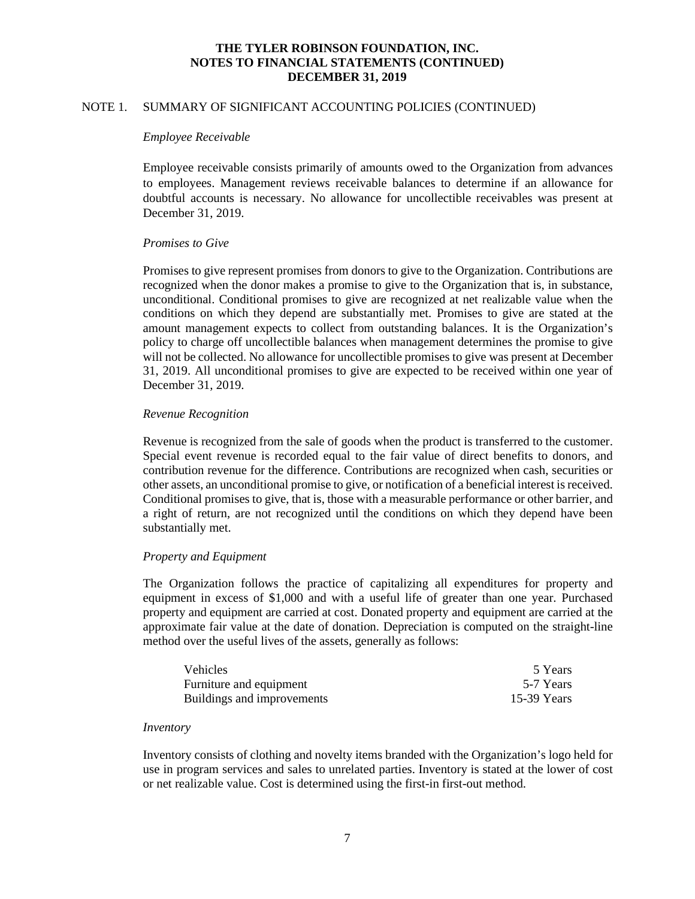# THE TYLER ROBINSON FOUNDATION, INC.
## NOTES TO FINANCIAL STATEMENTS (CONTINUED)
## DECEMBER 31, 2019

NOTE 1. SUMMARY OF SIGNIFICANT ACCOUNTING POLICIES (CONTINUED)

*Employee Receivable*

Employee receivable consists primarily of amounts owed to the Organization from advances to employees. Management reviews receivable balances to determine if an allowance for doubtful accounts is necessary. No allowance for uncollectible receivables was present at December 31, 2019.

*Promises to Give*

Promises to give represent promises from donors to give to the Organization. Contributions are recognized when the donor makes a promise to give to the Organization that is, in substance, unconditional. Conditional promises to give are recognized at net realizable value when the conditions on which they depend are substantially met. Promises to give are stated at the amount management expects to collect from outstanding balances. It is the Organization's policy to charge off uncollectible balances when management determines the promise to give will not be collected. No allowance for uncollectible promises to give was present at December 31, 2019. All unconditional promises to give are expected to be received within one year of December 31, 2019.

*Revenue Recognition*

Revenue is recognized from the sale of goods when the product is transferred to the customer. Special event revenue is recorded equal to the fair value of direct benefits to donors, and contribution revenue for the difference. Contributions are recognized when cash, securities or other assets, an unconditional promise to give, or notification of a beneficial interest is received. Conditional promises to give, that is, those with a measurable performance or other barrier, and a right of return, are not recognized until the conditions on which they depend have been substantially met.

*Property and Equipment*

The Organization follows the practice of capitalizing all expenditures for property and equipment in excess of $1,000 and with a useful life of greater than one year. Purchased property and equipment are carried at cost. Donated property and equipment are carried at the approximate fair value at the date of donation. Depreciation is computed on the straight-line method over the useful lives of the assets, generally as follows:

| | |
|---|---|
| Vehicles | 5 Years |
| Furniture and equipment | 5-7 Years |
| Buildings and improvements | 15-39 Years |

*Inventory*

Inventory consists of clothing and novelty items branded with the Organization's logo held for use in program services and sales to unrelated parties. Inventory is stated at the lower of cost or net realizable value. Cost is determined using the first-in first-out method.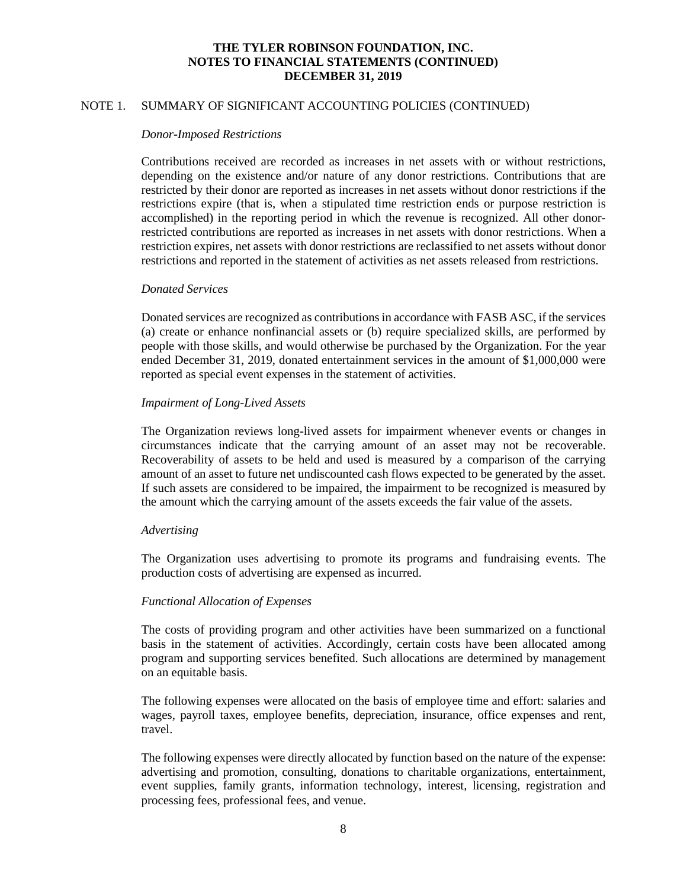## NOTE 1. SUMMARY OF SIGNIFICANT ACCOUNTING POLICIES (CONTINUED)

*Donor-Imposed Restrictions*

Contributions received are recorded as increases in net assets with or without restrictions, depending on the existence and/or nature of any donor restrictions. Contributions that are restricted by their donor are reported as increases in net assets without donor restrictions if the restrictions expire (that is, when a stipulated time restriction ends or purpose restriction is accomplished) in the reporting period in which the revenue is recognized. All other donor-restricted contributions are reported as increases in net assets with donor restrictions. When a restriction expires, net assets with donor restrictions are reclassified to net assets without donor restrictions and reported in the statement of activities as net assets released from restrictions.

*Donated Services*

Donated services are recognized as contributions in accordance with FASB ASC, if the services (a) create or enhance nonfinancial assets or (b) require specialized skills, are performed by people with those skills, and would otherwise be purchased by the Organization. For the year ended December 31, 2019, donated entertainment services in the amount of $1,000,000 were reported as special event expenses in the statement of activities.

*Impairment of Long-Lived Assets*

The Organization reviews long-lived assets for impairment whenever events or changes in circumstances indicate that the carrying amount of an asset may not be recoverable. Recoverability of assets to be held and used is measured by a comparison of the carrying amount of an asset to future net undiscounted cash flows expected to be generated by the asset. If such assets are considered to be impaired, the impairment to be recognized is measured by the amount which the carrying amount of the assets exceeds the fair value of the assets.

*Advertising*

The Organization uses advertising to promote its programs and fundraising events. The production costs of advertising are expensed as incurred.

*Functional Allocation of Expenses*

The costs of providing program and other activities have been summarized on a functional basis in the statement of activities. Accordingly, certain costs have been allocated among program and supporting services benefited. Such allocations are determined by management on an equitable basis.

The following expenses were allocated on the basis of employee time and effort: salaries and wages, payroll taxes, employee benefits, depreciation, insurance, office expenses and rent, travel.

The following expenses were directly allocated by function based on the nature of the expense: advertising and promotion, consulting, donations to charitable organizations, entertainment, event supplies, family grants, information technology, interest, licensing, registration and processing fees, professional fees, and venue.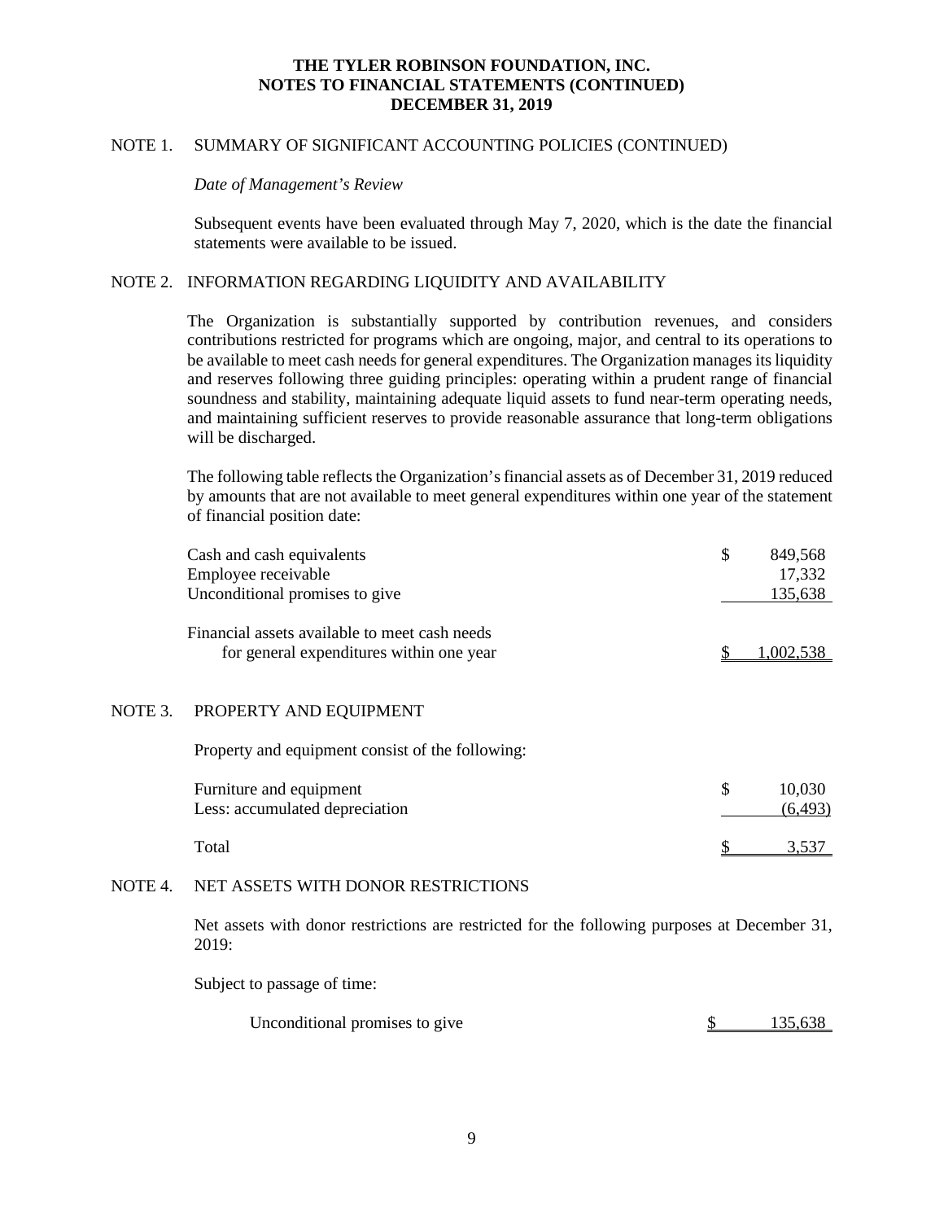**THE TYLER ROBINSON FOUNDATION, INC.**
**NOTES TO FINANCIAL STATEMENTS (CONTINUED)**
**DECEMBER 31, 2019**

NOTE 1. SUMMARY OF SIGNIFICANT ACCOUNTING POLICIES (CONTINUED)

*Date of Management's Review*

Subsequent events have been evaluated through May 7, 2020, which is the date the financial statements were available to be issued.

NOTE 2. INFORMATION REGARDING LIQUIDITY AND AVAILABILITY

The Organization is substantially supported by contribution revenues, and considers contributions restricted for programs which are ongoing, major, and central to its operations to be available to meet cash needs for general expenditures. The Organization manages its liquidity and reserves following three guiding principles: operating within a prudent range of financial soundness and stability, maintaining adequate liquid assets to fund near-term operating needs, and maintaining sufficient reserves to provide reasonable assurance that long-term obligations will be discharged.

The following table reflects the Organization's financial assets as of December 31, 2019 reduced by amounts that are not available to meet general expenditures within one year of the statement of financial position date:

| | |
|---|---|
| Cash and cash equivalents | $ 849,568 |
| Employee receivable | 17,332 |
| Unconditional promises to give | 135,638 |
| Financial assets available to meet cash needs for general expenditures within one year | $ 1,002,538 |

NOTE 3. PROPERTY AND EQUIPMENT

Property and equipment consist of the following:

| | |
|---|---|
| Furniture and equipment | $ 10,030 |
| Less: accumulated depreciation | (6,493) |
| Total | $ 3,537 |

NOTE 4. NET ASSETS WITH DONOR RESTRICTIONS

Net assets with donor restrictions are restricted for the following purposes at December 31, 2019:

Subject to passage of time:

| | |
|---|---|
| Unconditional promises to give | $ 135,638 |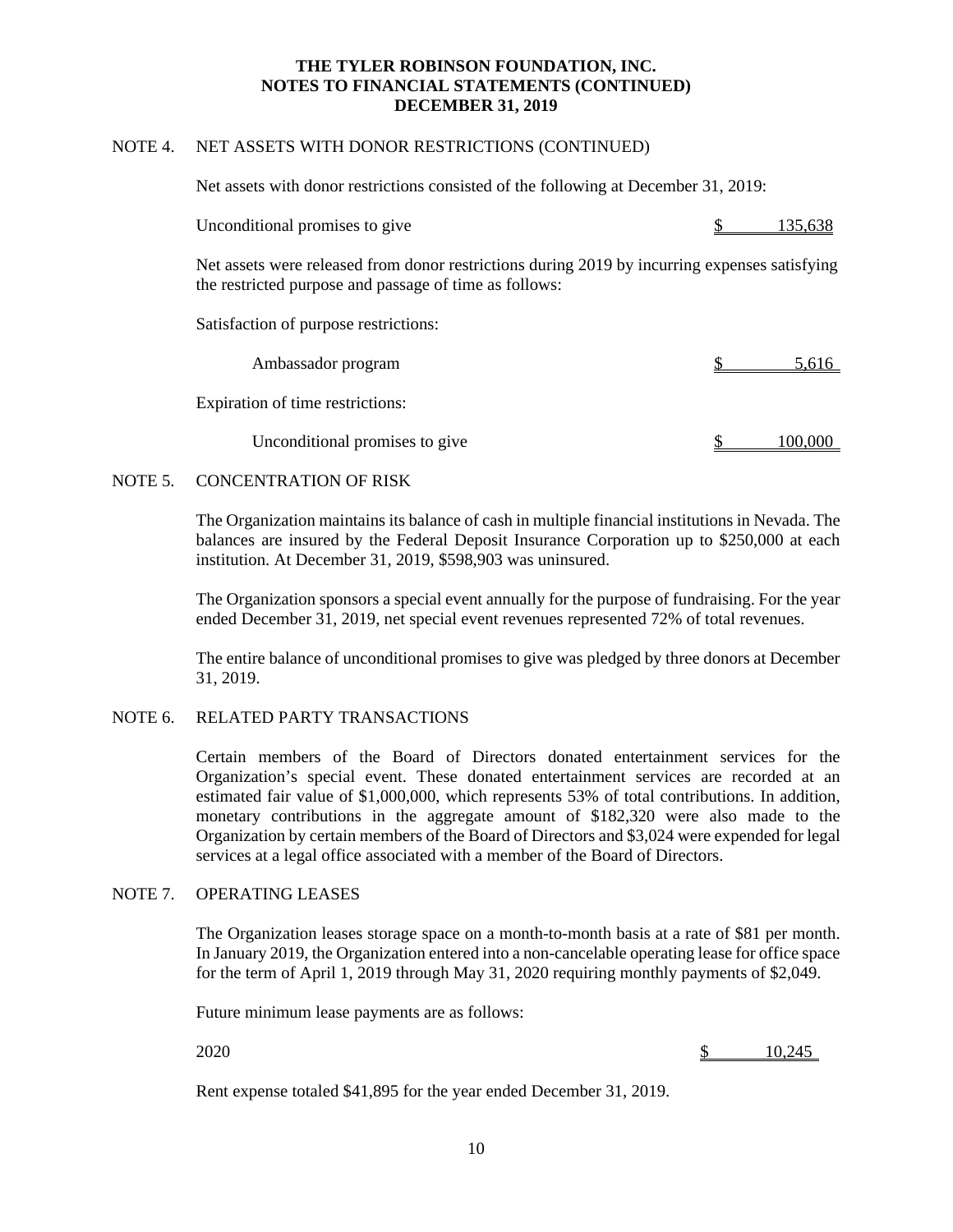# THE TYLER ROBINSON FOUNDATION, INC.
## NOTES TO FINANCIAL STATEMENTS (CONTINUED)
## DECEMBER 31, 2019

NOTE 4. NET ASSETS WITH DONOR RESTRICTIONS (CONTINUED)

Net assets with donor restrictions consisted of the following at December 31, 2019:

| | |
|---|---|
| Unconditional promises to give | $ 135,638 |

Net assets were released from donor restrictions during 2019 by incurring expenses satisfying the restricted purpose and passage of time as follows:

| | |
|---|---|
| Satisfaction of purpose restrictions: | |
| Ambassador program | $ 5,616 |
| Expiration of time restrictions: | |
| Unconditional promises to give | $ 100,000 |

NOTE 5. CONCENTRATION OF RISK

The Organization maintains its balance of cash in multiple financial institutions in Nevada. The balances are insured by the Federal Deposit Insurance Corporation up to $250,000 at each institution. At December 31, 2019, $598,903 was uninsured.

The Organization sponsors a special event annually for the purpose of fundraising. For the year ended December 31, 2019, net special event revenues represented 72% of total revenues.

The entire balance of unconditional promises to give was pledged by three donors at December 31, 2019.

NOTE 6. RELATED PARTY TRANSACTIONS

Certain members of the Board of Directors donated entertainment services for the Organization's special event. These donated entertainment services are recorded at an estimated fair value of $1,000,000, which represents 53% of total contributions. In addition, monetary contributions in the aggregate amount of $182,320 were also made to the Organization by certain members of the Board of Directors and $3,024 were expended for legal services at a legal office associated with a member of the Board of Directors.

NOTE 7. OPERATING LEASES

The Organization leases storage space on a month-to-month basis at a rate of $81 per month. In January 2019, the Organization entered into a non-cancelable operating lease for office space for the term of April 1, 2019 through May 31, 2020 requiring monthly payments of $2,049.

Future minimum lease payments are as follows:

| | |
|---|---|
| 2020 | $ 10,245 |

Rent expense totaled $41,895 for the year ended December 31, 2019.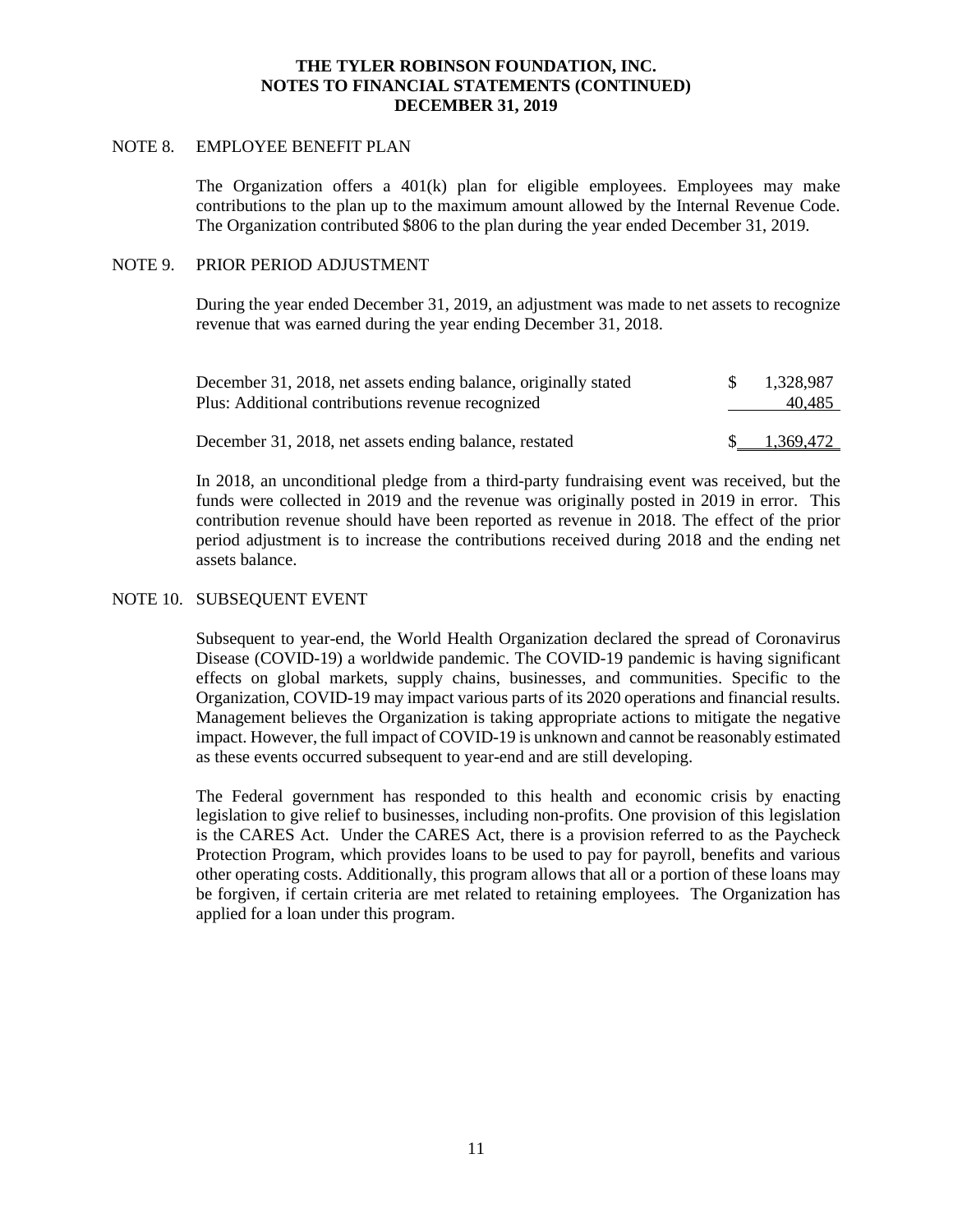**THE TYLER ROBINSON FOUNDATION, INC.**
**NOTES TO FINANCIAL STATEMENTS (CONTINUED)**
**DECEMBER 31, 2019**

NOTE 8. EMPLOYEE BENEFIT PLAN

The Organization offers a 401(k) plan for eligible employees. Employees may make contributions to the plan up to the maximum amount allowed by the Internal Revenue Code. The Organization contributed $806 to the plan during the year ended December 31, 2019.

NOTE 9. PRIOR PERIOD ADJUSTMENT

During the year ended December 31, 2019, an adjustment was made to net assets to recognize revenue that was earned during the year ending December 31, 2018.

| | |
|---|---|
| December 31, 2018, net assets ending balance, originally stated | $ 1,328,987 |
| Plus: Additional contributions revenue recognized | 40,485 |
| December 31, 2018, net assets ending balance, restated | $ 1,369,472 |

In 2018, an unconditional pledge from a third-party fundraising event was received, but the funds were collected in 2019 and the revenue was originally posted in 2019 in error. This contribution revenue should have been reported as revenue in 2018. The effect of the prior period adjustment is to increase the contributions received during 2018 and the ending net assets balance.

NOTE 10. SUBSEQUENT EVENT

Subsequent to year-end, the World Health Organization declared the spread of Coronavirus Disease (COVID-19) a worldwide pandemic. The COVID-19 pandemic is having significant effects on global markets, supply chains, businesses, and communities. Specific to the Organization, COVID-19 may impact various parts of its 2020 operations and financial results. Management believes the Organization is taking appropriate actions to mitigate the negative impact. However, the full impact of COVID-19 is unknown and cannot be reasonably estimated as these events occurred subsequent to year-end and are still developing.

The Federal government has responded to this health and economic crisis by enacting legislation to give relief to businesses, including non-profits. One provision of this legislation is the CARES Act. Under the CARES Act, there is a provision referred to as the Paycheck Protection Program, which provides loans to be used to pay for payroll, benefits and various other operating costs. Additionally, this program allows that all or a portion of these loans may be forgiven, if certain criteria are met related to retaining employees. The Organization has applied for a loan under this program.